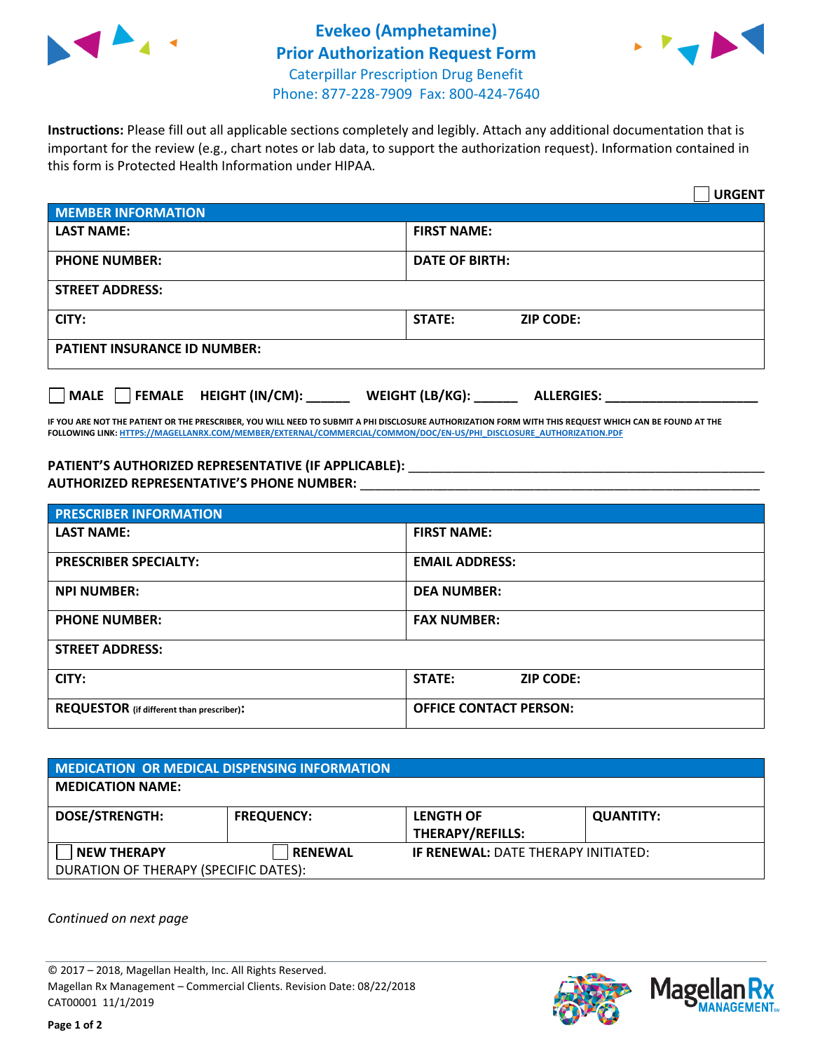# Evekeo (Amphetamine)
## Prior Authorization Request Form

Caterpillar Prescription Drug Benefit
Phone: 877-228-7909 Fax: 800-424-7640

**Instructions:** Please fill out all applicable sections completely and legibly. Attach any additional documentation that is important for the review (e.g., chart notes or lab data, to support the authorization request). Information contained in this form is Protected Health Information under HIPAA.

☐ **URGENT**

| **MEMBER INFORMATION** | |
|---|---|
| **LAST NAME:** | **FIRST NAME:** |
| **PHONE NUMBER:** | **DATE OF BIRTH:** |
| **STREET ADDRESS:** | |
| **CITY:** | **STATE:** **ZIP CODE:** |
| **PATIENT INSURANCE ID NUMBER:** | |

☐ **MALE** ☐ **FEMALE** **HEIGHT (IN/CM):** ______ **WEIGHT (LB/KG):** ______ **ALLERGIES:** ____________________

**IF YOU ARE NOT THE PATIENT OR THE PRESCRIBER, YOU WILL NEED TO SUBMIT A PHI DISCLOSURE AUTHORIZATION FORM WITH THIS REQUEST WHICH CAN BE FOUND AT THE FOLLOWING LINK: HTTPS://MAGELLANRX.COM/MEMBER/EXTERNAL/COMMERCIAL/COMMON/DOC/EN-US/PHI_DISCLOSURE_AUTHORIZATION.PDF**

**PATIENT'S AUTHORIZED REPRESENTATIVE (IF APPLICABLE):** ____________________________________________
**AUTHORIZED REPRESENTATIVE'S PHONE NUMBER:** ____________________________________________

| **PRESCRIBER INFORMATION** | |
|---|---|
| **LAST NAME:** | **FIRST NAME:** |
| **PRESCRIBER SPECIALTY:** | **EMAIL ADDRESS:** |
| **NPI NUMBER:** | **DEA NUMBER:** |
| **PHONE NUMBER:** | **FAX NUMBER:** |
| **STREET ADDRESS:** | |
| **CITY:** | **STATE:** **ZIP CODE:** |
| **REQUESTOR** (if different than prescriber)**:** | **OFFICE CONTACT PERSON:** |

| **MEDICATION OR MEDICAL DISPENSING INFORMATION** | | | |
|---|---|---|---|
| **MEDICATION NAME:** | | | |
| **DOSE/STRENGTH:** | **FREQUENCY:** | **LENGTH OF THERAPY/REFILLS:** | **QUANTITY:** |
| ☐ **NEW THERAPY** | ☐ **RENEWAL** | **IF RENEWAL:** DATE THERAPY INITIATED: | |
| DURATION OF THERAPY (SPECIFIC DATES): | | | |

*Continued on next page*

© 2017 – 2018, Magellan Health, Inc. All Rights Reserved.
Magellan Rx Management – Commercial Clients. Revision Date: 08/22/2018
CAT00001 11/1/2019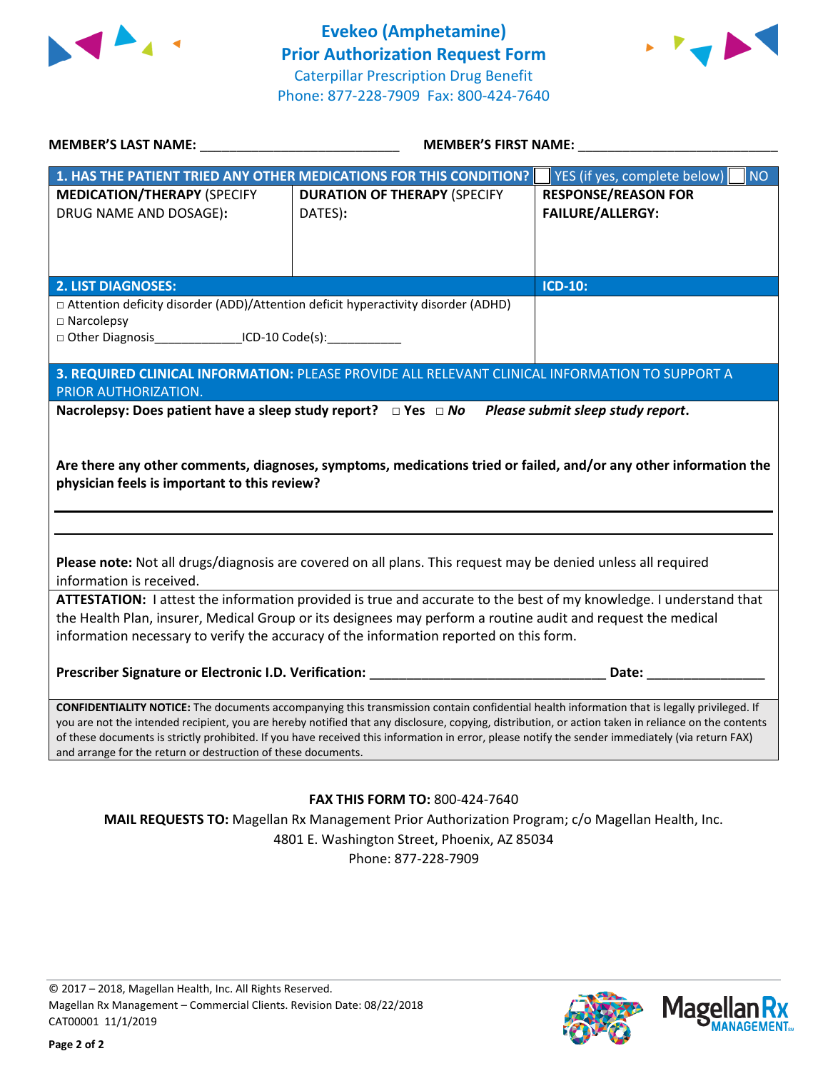# Evekeo (Amphetamine) Prior Authorization Request Form

Caterpillar Prescription Drug Benefit
Phone: 877-228-7909 Fax: 800-424-7640

**MEMBER'S LAST NAME:** ___________________________ **MEMBER'S FIRST NAME:** ___________________________

**1. HAS THE PATIENT TRIED ANY OTHER MEDICATIONS FOR THIS CONDITION?** ☐ YES (if yes, complete below) ☐ NO

| **MEDICATION/THERAPY** (SPECIFY DRUG NAME AND DOSAGE): | **DURATION OF THERAPY** (SPECIFY DATES): | **RESPONSE/REASON FOR FAILURE/ALLERGY:** |
|---|---|---|
| | | |

| **2. LIST DIAGNOSES:** | **ICD-10:** |
|---|---|
| □ Attention deficity disorder (ADD)/Attention deficit hyperactivity disorder (ADHD)<br>□ Narcolepsy<br>□ Other Diagnosis_____________ICD-10 Code(s):___________ | |

**3. REQUIRED CLINICAL INFORMATION:** PLEASE PROVIDE ALL RELEVANT CLINICAL INFORMATION TO SUPPORT A PRIOR AUTHORIZATION.

**Nacrolepsy: Does patient have a sleep study report?** □ Yes □ *No* *Please submit sleep study report*.

**Are there any other comments, diagnoses, symptoms, medications tried or failed, and/or any other information the physician feels is important to this review?**

_______________________________________________________________________________

_______________________________________________________________________________

**Please note:** Not all drugs/diagnosis are covered on all plans. This request may be denied unless all required information is received.

**ATTESTATION:** I attest the information provided is true and accurate to the best of my knowledge. I understand that the Health Plan, insurer, Medical Group or its designees may perform a routine audit and request the medical information necessary to verify the accuracy of the information reported on this form.

**Prescriber Signature or Electronic I.D. Verification:** _________________________________ **Date:** ________________

**CONFIDENTIALITY NOTICE:** The documents accompanying this transmission contain confidential health information that is legally privileged. If you are not the intended recipient, you are hereby notified that any disclosure, copying, distribution, or action taken in reliance on the contents of these documents is strictly prohibited. If you have received this information in error, please notify the sender immediately (via return FAX) and arrange for the return or destruction of these documents.

**FAX THIS FORM TO:** 800-424-7640
**MAIL REQUESTS TO:** Magellan Rx Management Prior Authorization Program; c/o Magellan Health, Inc.
4801 E. Washington Street, Phoenix, AZ 85034
Phone: 877-228-7909

© 2017 – 2018, Magellan Health, Inc. All Rights Reserved.
Magellan Rx Management – Commercial Clients. Revision Date: 08/22/2018
CAT00001 11/1/2019